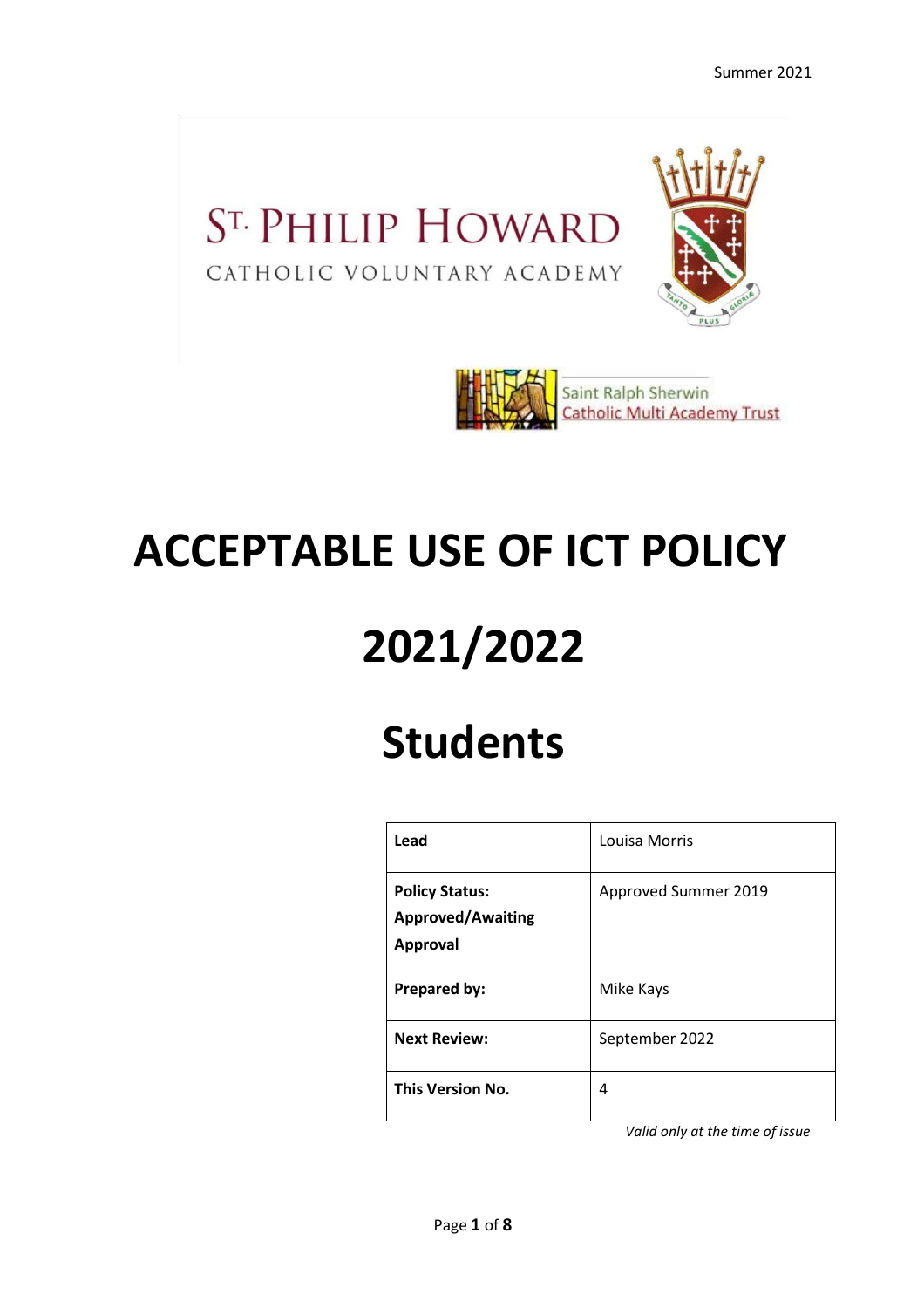Summer 2021

ST. PHILIP HOWARD

CATHOLIC VOLUNTARY ACADEMY

Saint Ralph Sherwin Catholic Multi Academy Trust

# ACCEPTABLE USE OF ICT POLICY

# 2021/2022

# Students

| **Lead** | Louisa Morris |
|---|---|
| **Policy Status: Approved/Awaiting Approval** | Approved Summer 2019 |
| **Prepared by:** | Mike Kays |
| **Next Review:** | September 2022 |
| **This Version No.** | 4 |

*Valid only at the time of issue*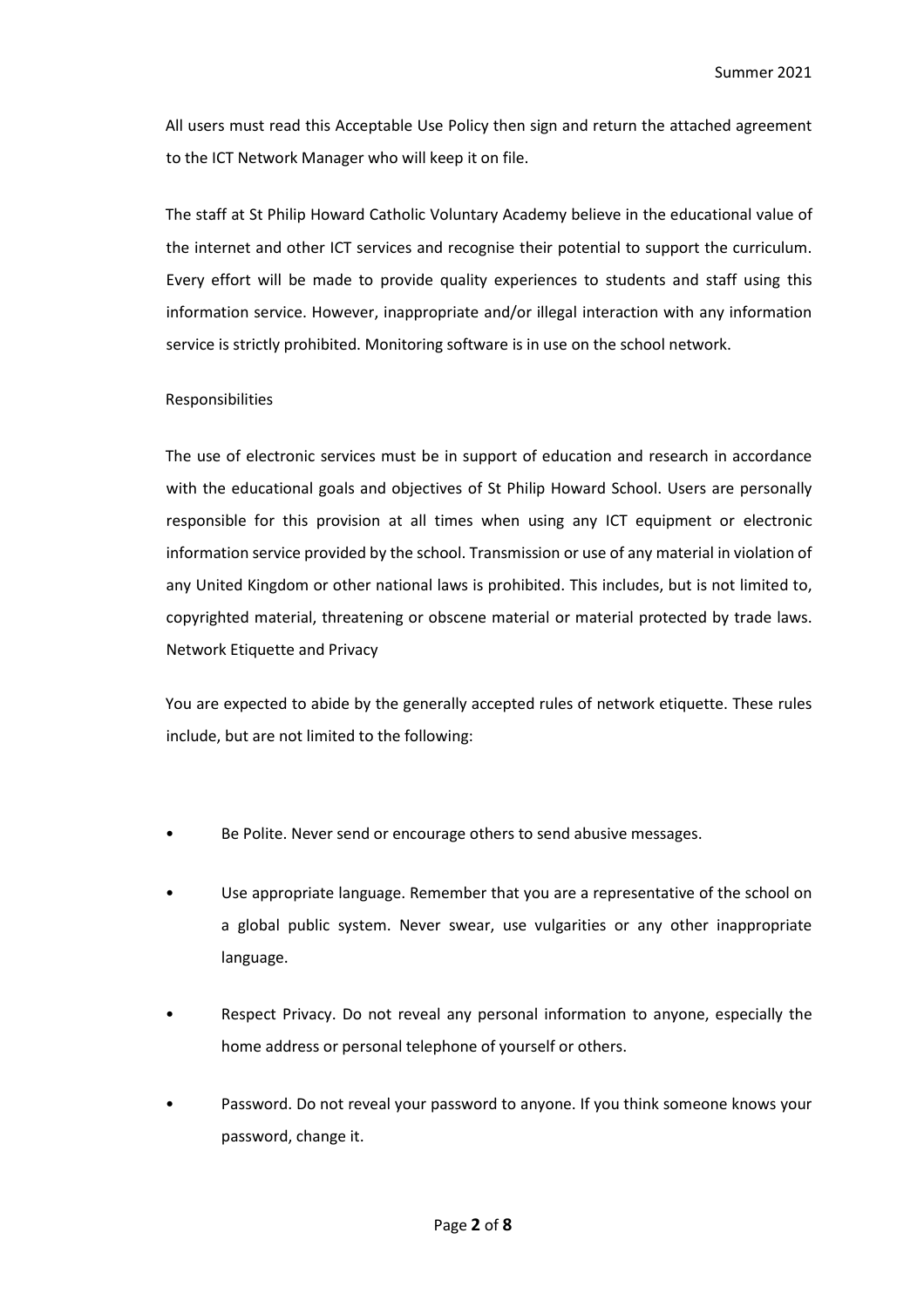All users must read this Acceptable Use Policy then sign and return the attached agreement to the ICT Network Manager who will keep it on file.

The staff at St Philip Howard Catholic Voluntary Academy believe in the educational value of the internet and other ICT services and recognise their potential to support the curriculum. Every effort will be made to provide quality experiences to students and staff using this information service. However, inappropriate and/or illegal interaction with any information service is strictly prohibited. Monitoring software is in use on the school network.

## Responsibilities

The use of electronic services must be in support of education and research in accordance with the educational goals and objectives of St Philip Howard School. Users are personally responsible for this provision at all times when using any ICT equipment or electronic information service provided by the school. Transmission or use of any material in violation of any United Kingdom or other national laws is prohibited. This includes, but is not limited to, copyrighted material, threatening or obscene material or material protected by trade laws.

## Network Etiquette and Privacy

You are expected to abide by the generally accepted rules of network etiquette. These rules include, but are not limited to the following:

- Be Polite. Never send or encourage others to send abusive messages.
- Use appropriate language. Remember that you are a representative of the school on a global public system. Never swear, use vulgarities or any other inappropriate language.
- Respect Privacy. Do not reveal any personal information to anyone, especially the home address or personal telephone of yourself or others.
- Password. Do not reveal your password to anyone. If you think someone knows your password, change it.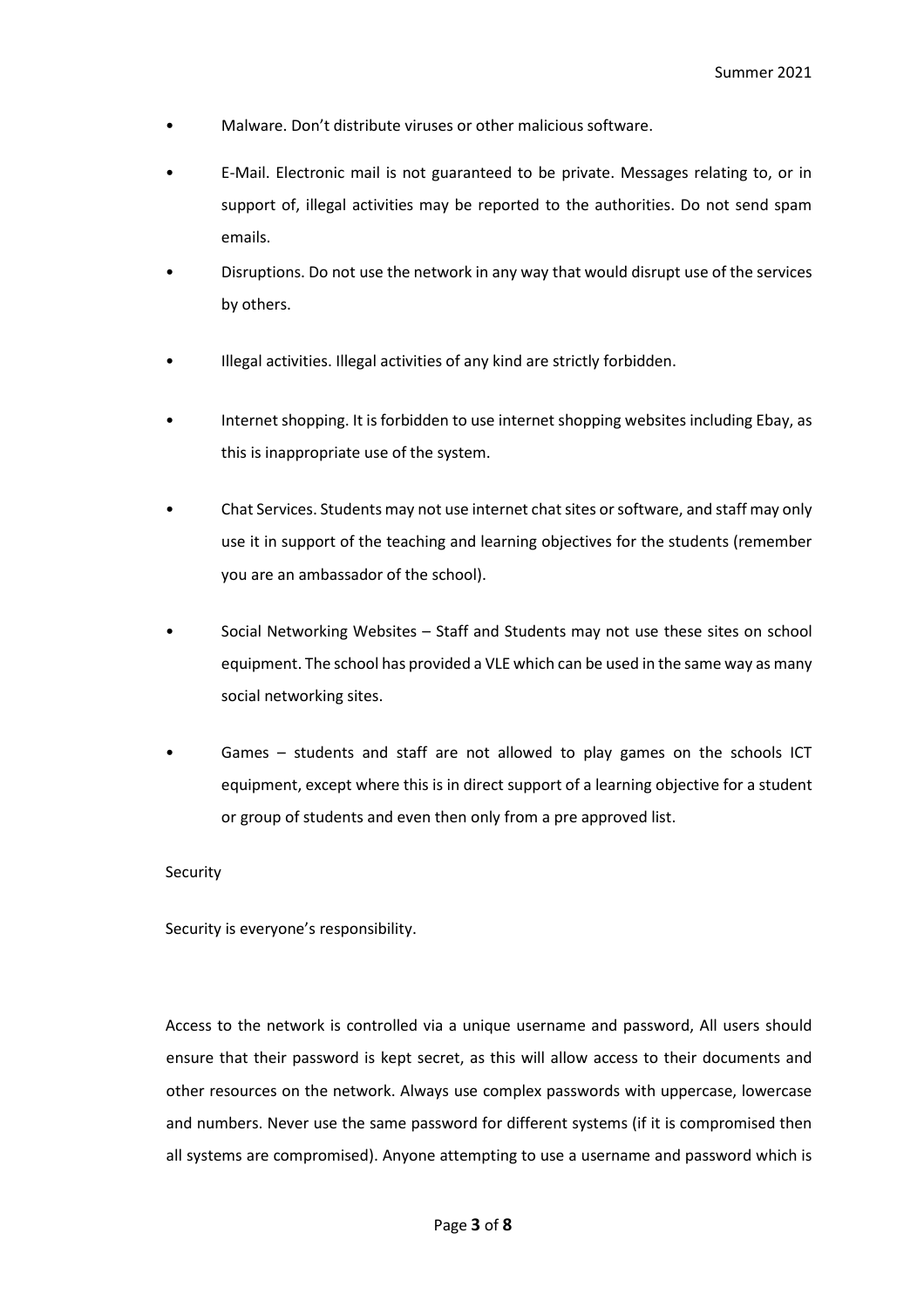- Malware. Don't distribute viruses or other malicious software.
- E-Mail. Electronic mail is not guaranteed to be private. Messages relating to, or in support of, illegal activities may be reported to the authorities. Do not send spam emails.
- Disruptions. Do not use the network in any way that would disrupt use of the services by others.
- Illegal activities. Illegal activities of any kind are strictly forbidden.
- Internet shopping. It is forbidden to use internet shopping websites including Ebay, as this is inappropriate use of the system.
- Chat Services. Students may not use internet chat sites or software, and staff may only use it in support of the teaching and learning objectives for the students (remember you are an ambassador of the school).
- Social Networking Websites – Staff and Students may not use these sites on school equipment. The school has provided a VLE which can be used in the same way as many social networking sites.
- Games – students and staff are not allowed to play games on the schools ICT equipment, except where this is in direct support of a learning objective for a student or group of students and even then only from a pre approved list.

Security

Security is everyone's responsibility.

Access to the network is controlled via a unique username and password, All users should ensure that their password is kept secret, as this will allow access to their documents and other resources on the network. Always use complex passwords with uppercase, lowercase and numbers. Never use the same password for different systems (if it is compromised then all systems are compromised). Anyone attempting to use a username and password which is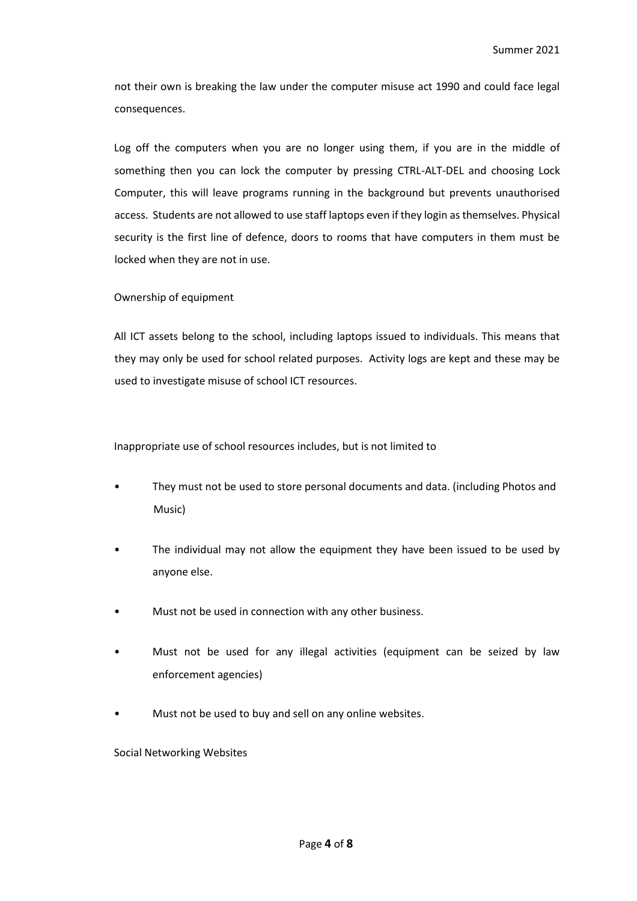not their own is breaking the law under the computer misuse act 1990 and could face legal consequences.

Log off the computers when you are no longer using them, if you are in the middle of something then you can lock the computer by pressing CTRL-ALT-DEL and choosing Lock Computer, this will leave programs running in the background but prevents unauthorised access. Students are not allowed to use staff laptops even if they login as themselves. Physical security is the first line of defence, doors to rooms that have computers in them must be locked when they are not in use.

Ownership of equipment

All ICT assets belong to the school, including laptops issued to individuals. This means that they may only be used for school related purposes. Activity logs are kept and these may be used to investigate misuse of school ICT resources.

Inappropriate use of school resources includes, but is not limited to

- They must not be used to store personal documents and data. (including Photos and Music)
- The individual may not allow the equipment they have been issued to be used by anyone else.
- Must not be used in connection with any other business.
- Must not be used for any illegal activities (equipment can be seized by law enforcement agencies)
- Must not be used to buy and sell on any online websites.

Social Networking Websites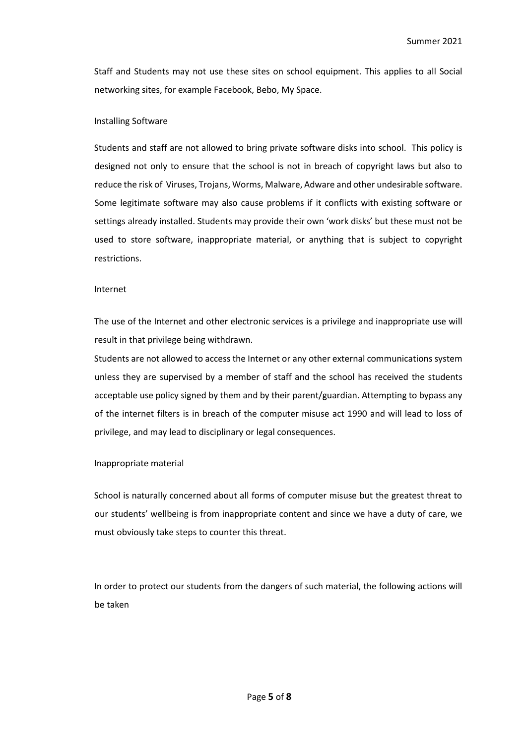Staff and Students may not use these sites on school equipment. This applies to all Social networking sites, for example Facebook, Bebo, My Space.

## Installing Software

Students and staff are not allowed to bring private software disks into school. This policy is designed not only to ensure that the school is not in breach of copyright laws but also to reduce the risk of Viruses, Trojans, Worms, Malware, Adware and other undesirable software. Some legitimate software may also cause problems if it conflicts with existing software or settings already installed. Students may provide their own 'work disks' but these must not be used to store software, inappropriate material, or anything that is subject to copyright restrictions.

## Internet

The use of the Internet and other electronic services is a privilege and inappropriate use will result in that privilege being withdrawn.

Students are not allowed to access the Internet or any other external communications system unless they are supervised by a member of staff and the school has received the students acceptable use policy signed by them and by their parent/guardian. Attempting to bypass any of the internet filters is in breach of the computer misuse act 1990 and will lead to loss of privilege, and may lead to disciplinary or legal consequences.

## Inappropriate material

School is naturally concerned about all forms of computer misuse but the greatest threat to our students' wellbeing is from inappropriate content and since we have a duty of care, we must obviously take steps to counter this threat.

In order to protect our students from the dangers of such material, the following actions will be taken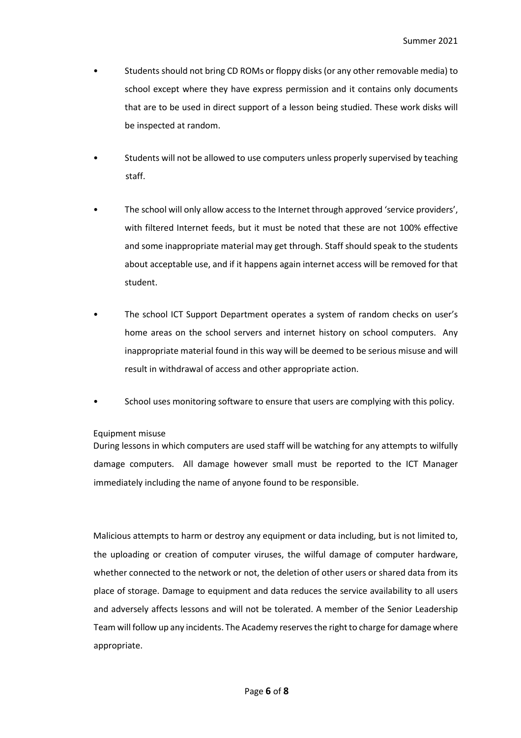- Students should not bring CD ROMs or floppy disks (or any other removable media) to school except where they have express permission and it contains only documents that are to be used in direct support of a lesson being studied. These work disks will be inspected at random.

- Students will not be allowed to use computers unless properly supervised by teaching staff.

- The school will only allow access to the Internet through approved 'service providers', with filtered Internet feeds, but it must be noted that these are not 100% effective and some inappropriate material may get through. Staff should speak to the students about acceptable use, and if it happens again internet access will be removed for that student.

- The school ICT Support Department operates a system of random checks on user's home areas on the school servers and internet history on school computers. Any inappropriate material found in this way will be deemed to be serious misuse and will result in withdrawal of access and other appropriate action.

- School uses monitoring software to ensure that users are complying with this policy.

Equipment misuse

During lessons in which computers are used staff will be watching for any attempts to wilfully damage computers. All damage however small must be reported to the ICT Manager immediately including the name of anyone found to be responsible.

Malicious attempts to harm or destroy any equipment or data including, but is not limited to, the uploading or creation of computer viruses, the wilful damage of computer hardware, whether connected to the network or not, the deletion of other users or shared data from its place of storage. Damage to equipment and data reduces the service availability to all users and adversely affects lessons and will not be tolerated. A member of the Senior Leadership Team will follow up any incidents. The Academy reserves the right to charge for damage where appropriate.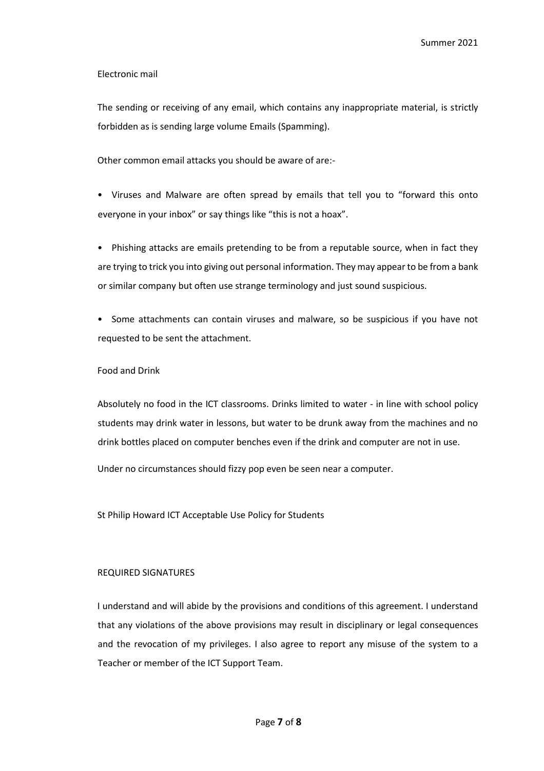## Electronic mail

The sending or receiving of any email, which contains any inappropriate material, is strictly forbidden as is sending large volume Emails (Spamming).

Other common email attacks you should be aware of are:-

- Viruses and Malware are often spread by emails that tell you to "forward this onto everyone in your inbox" or say things like "this is not a hoax".
- Phishing attacks are emails pretending to be from a reputable source, when in fact they are trying to trick you into giving out personal information. They may appear to be from a bank or similar company but often use strange terminology and just sound suspicious.
- Some attachments can contain viruses and malware, so be suspicious if you have not requested to be sent the attachment.

## Food and Drink

Absolutely no food in the ICT classrooms. Drinks limited to water - in line with school policy students may drink water in lessons, but water to be drunk away from the machines and no drink bottles placed on computer benches even if the drink and computer are not in use.

Under no circumstances should fizzy pop even be seen near a computer.

St Philip Howard ICT Acceptable Use Policy for Students

## REQUIRED SIGNATURES

I understand and will abide by the provisions and conditions of this agreement. I understand that any violations of the above provisions may result in disciplinary or legal consequences and the revocation of my privileges. I also agree to report any misuse of the system to a Teacher or member of the ICT Support Team.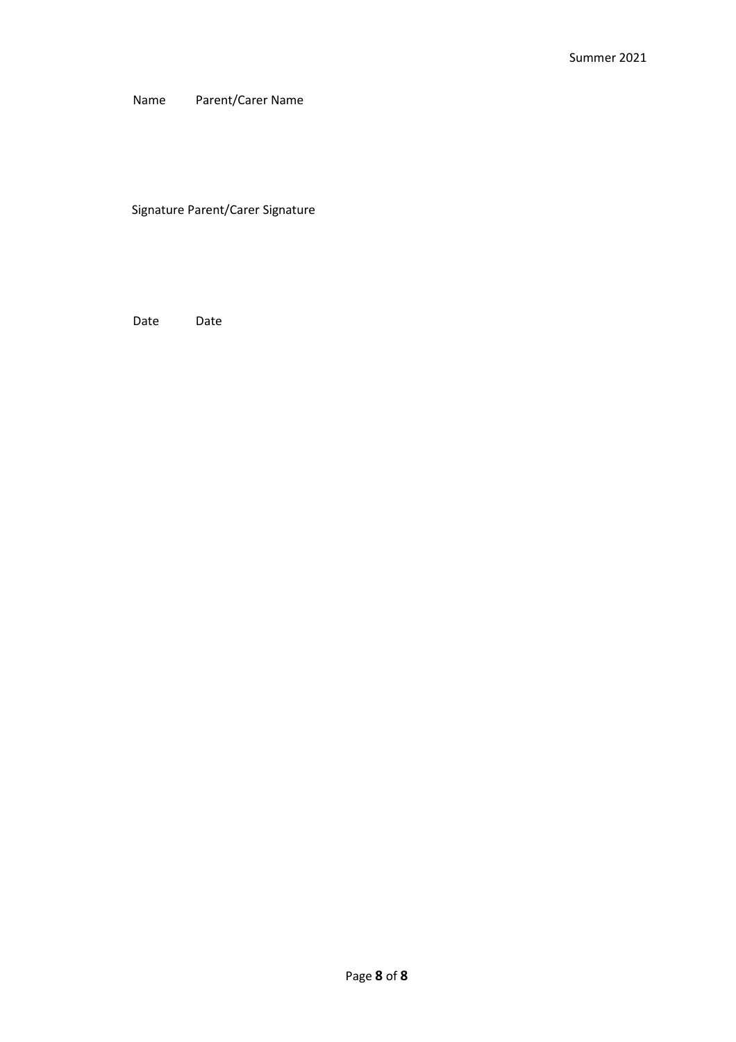Name Parent/Carer Name

Signature Parent/Carer Signature

Date Date